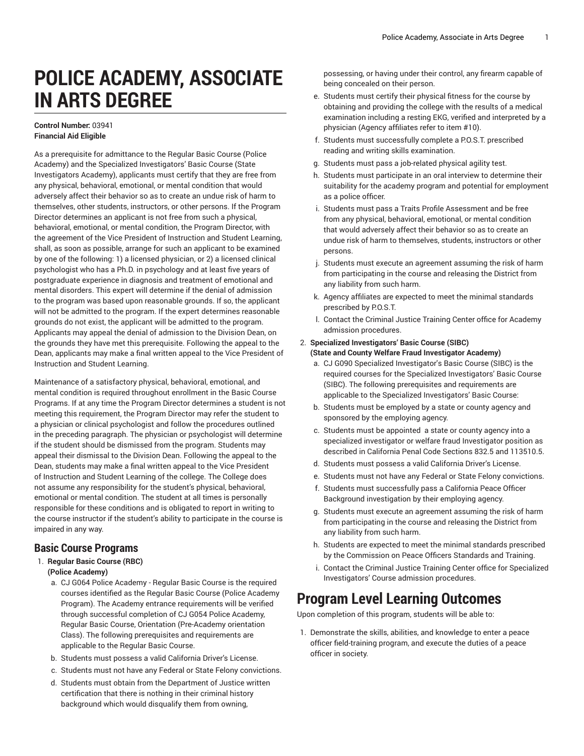# POLICE ACADEMY, ASSOCIATE IN ARTS DEGREE

**Control Number:** 03941
**Financial Aid Eligible**

As a prerequisite for admittance to the Regular Basic Course (Police Academy) and the Specialized Investigators' Basic Course (State Investigators Academy), applicants must certify that they are free from any physical, behavioral, emotional, or mental condition that would adversely affect their behavior so as to create an undue risk of harm to themselves, other students, instructors, or other persons. If the Program Director determines an applicant is not free from such a physical, behavioral, emotional, or mental condition, the Program Director, with the agreement of the Vice President of Instruction and Student Learning, shall, as soon as possible, arrange for such an applicant to be examined by one of the following: 1) a licensed physician, or 2) a licensed clinical psychologist who has a Ph.D. in psychology and at least five years of postgraduate experience in diagnosis and treatment of emotional and mental disorders. This expert will determine if the denial of admission to the program was based upon reasonable grounds. If so, the applicant will not be admitted to the program. If the expert determines reasonable grounds do not exist, the applicant will be admitted to the program. Applicants may appeal the denial of admission to the Division Dean, on the grounds they have met this prerequisite. Following the appeal to the Dean, applicants may make a final written appeal to the Vice President of Instruction and Student Learning.

Maintenance of a satisfactory physical, behavioral, emotional, and mental condition is required throughout enrollment in the Basic Course Programs. If at any time the Program Director determines a student is not meeting this requirement, the Program Director may refer the student to a physician or clinical psychologist and follow the procedures outlined in the preceding paragraph. The physician or psychologist will determine if the student should be dismissed from the program. Students may appeal their dismissal to the Division Dean. Following the appeal to the Dean, students may make a final written appeal to the Vice President of Instruction and Student Learning of the college. The College does not assume any responsibility for the student's physical, behavioral, emotional or mental condition. The student at all times is personally responsible for these conditions and is obligated to report in writing to the course instructor if the student's ability to participate in the course is impaired in any way.

## Basic Course Programs

1. **Regular Basic Course (RBC) (Police Academy)**
   a. CJ G064 Police Academy - Regular Basic Course is the required courses identified as the Regular Basic Course (Police Academy Program). The Academy entrance requirements will be verified through successful completion of CJ G054 Police Academy, Regular Basic Course, Orientation (Pre-Academy orientation Class). The following prerequisites and requirements are applicable to the Regular Basic Course.
   b. Students must possess a valid California Driver's License.
   c. Students must not have any Federal or State Felony convictions.
   d. Students must obtain from the Department of Justice written certification that there is nothing in their criminal history background which would disqualify them from owning, possessing, or having under their control, any firearm capable of being concealed on their person.
   e. Students must certify their physical fitness for the course by obtaining and providing the college with the results of a medical examination including a resting EKG, verified and interpreted by a physician (Agency affiliates refer to item #10).
   f. Students must successfully complete a P.O.S.T. prescribed reading and writing skills examination.
   g. Students must pass a job-related physical agility test.
   h. Students must participate in an oral interview to determine their suitability for the academy program and potential for employment as a police officer.
   i. Students must pass a Traits Profile Assessment and be free from any physical, behavioral, emotional, or mental condition that would adversely affect their behavior so as to create an undue risk of harm to themselves, students, instructors or other persons.
   j. Students must execute an agreement assuming the risk of harm from participating in the course and releasing the District from any liability from such harm.
   k. Agency affiliates are expected to meet the minimal standards prescribed by P.O.S.T.
   l. Contact the Criminal Justice Training Center office for Academy admission procedures.
2. **Specialized Investigators' Basic Course (SIBC) (State and County Welfare Fraud Investigator Academy)**
   a. CJ G090 Specialized Investigator's Basic Course (SIBC) is the required courses for the Specialized Investigators' Basic Course (SIBC). The following prerequisites and requirements are applicable to the Specialized Investigators' Basic Course:
   b. Students must be employed by a state or county agency and sponsored by the employing agency.
   c. Students must be appointed a state or county agency into a specialized investigator or welfare fraud Investigator position as described in California Penal Code Sections 832.5 and 113510.5.
   d. Students must possess a valid California Driver's License.
   e. Students must not have any Federal or State Felony convictions.
   f. Students must successfully pass a California Peace Officer Background investigation by their employing agency.
   g. Students must execute an agreement assuming the risk of harm from participating in the course and releasing the District from any liability from such harm.
   h. Students are expected to meet the minimal standards prescribed by the Commission on Peace Officers Standards and Training.
   i. Contact the Criminal Justice Training Center office for Specialized Investigators' Course admission procedures.

# Program Level Learning Outcomes

Upon completion of this program, students will be able to:

1. Demonstrate the skills, abilities, and knowledge to enter a peace officer field-training program, and execute the duties of a peace officer in society.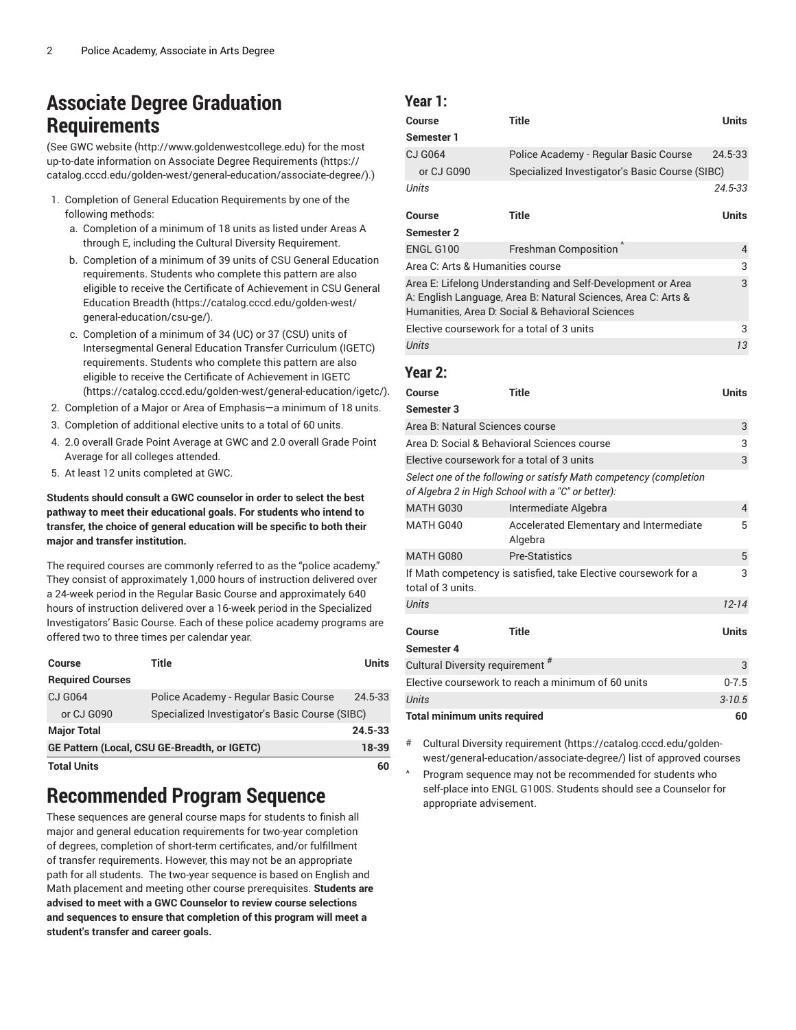## Associate Degree Graduation Requirements

(See GWC website (http://www.goldenwestcollege.edu) for the most up-to-date information on Associate Degree Requirements (https://catalog.cccd.edu/golden-west/general-education/associate-degree/).)

1. Completion of General Education Requirements by one of the following methods:
   a. Completion of a minimum of 18 units as listed under Areas A through E, including the Cultural Diversity Requirement.
   b. Completion of a minimum of 39 units of CSU General Education requirements. Students who complete this pattern are also eligible to receive the Certificate of Achievement in CSU General Education Breadth (https://catalog.cccd.edu/golden-west/general-education/csu-ge/).
   c. Completion of a minimum of 34 (UC) or 37 (CSU) units of Intersegmental General Education Transfer Curriculum (IGETC) requirements. Students who complete this pattern are also eligible to receive the Certificate of Achievement in IGETC (https://catalog.cccd.edu/golden-west/general-education/igetc/).
2. Completion of a Major or Area of Emphasis—a minimum of 18 units.
3. Completion of additional elective units to a total of 60 units.
4. 2.0 overall Grade Point Average at GWC and 2.0 overall Grade Point Average for all colleges attended.
5. At least 12 units completed at GWC.

**Students should consult a GWC counselor in order to select the best pathway to meet their educational goals. For students who intend to transfer, the choice of general education will be specific to both their major and transfer institution.**

The required courses are commonly referred to as the "police academy." They consist of approximately 1,000 hours of instruction delivered over a 24-week period in the Regular Basic Course and approximately 640 hours of instruction delivered over a 16-week period in the Specialized Investigators' Basic Course. Each of these police academy programs are offered two to three times per calendar year.

| Course | Title | Units |
|---|---|---|
| **Required Courses** | | |
| CJ G064 | Police Academy - Regular Basic Course | 24.5-33 |
| or CJ G090 | Specialized Investigator's Basic Course (SIBC) | |
| **Major Total** | | **24.5-33** |
| **GE Pattern (Local, CSU GE-Breadth, or IGETC)** | | **18-39** |
| **Total Units** | | **60** |

## Recommended Program Sequence

These sequences are general course maps for students to finish all major and general education requirements for two-year completion of degrees, completion of short-term certificates, and/or fulfillment of transfer requirements. However, this may not be an appropriate path for all students. The two-year sequence is based on English and Math placement and meeting other course prerequisites. **Students are advised to meet with a GWC Counselor to review course selections and sequences to ensure that completion of this program will meet a student's transfer and career goals.**

### Year 1:

| Course | Title | Units |
|---|---|---|
| **Semester 1** | | |
| CJ G064 | Police Academy - Regular Basic Course | 24.5-33 |
| or CJ G090 | Specialized Investigator's Basic Course (SIBC) | |
| *Units* | | *24.5-33* |

| Course | Title | Units |
|---|---|---|
| **Semester 2** | | |
| ENGL G100 | Freshman Composition ^ | 4 |
| Area C: Arts & Humanities course | | 3 |
| Area E: Lifelong Understanding and Self-Development or Area A: English Language, Area B: Natural Sciences, Area C: Arts & Humanities, Area D: Social & Behavioral Sciences | | 3 |
| Elective coursework for a total of 3 units | | 3 |
| *Units* | | *13* |

### Year 2:

| Course | Title | Units |
|---|---|---|
| **Semester 3** | | |
| Area B: Natural Sciences course | | 3 |
| Area D: Social & Behavioral Sciences course | | 3 |
| Elective coursework for a total of 3 units | | 3 |
| *Select one of the following or satisfy Math competency (completion of Algebra 2 in High School with a "C" or better):* | | |
| MATH G030 | Intermediate Algebra | 4 |
| MATH G040 | Accelerated Elementary and Intermediate Algebra | 5 |
| MATH G080 | Pre-Statistics | 5 |
| If Math competency is satisfied, take Elective coursework for a total of 3 units. | | 3 |
| *Units* | | *12-14* |

| Course | Title | Units |
|---|---|---|
| **Semester 4** | | |
| Cultural Diversity requirement # | | 3 |
| Elective coursework to reach a minimum of 60 units | | 0-7.5 |
| *Units* | | *3-10.5* |
| **Total minimum units required** | | **60** |

# Cultural Diversity requirement (https://catalog.cccd.edu/golden-west/general-education/associate-degree/) list of approved courses

^ Program sequence may not be recommended for students who self-place into ENGL G100S. Students should see a Counselor for appropriate advisement.